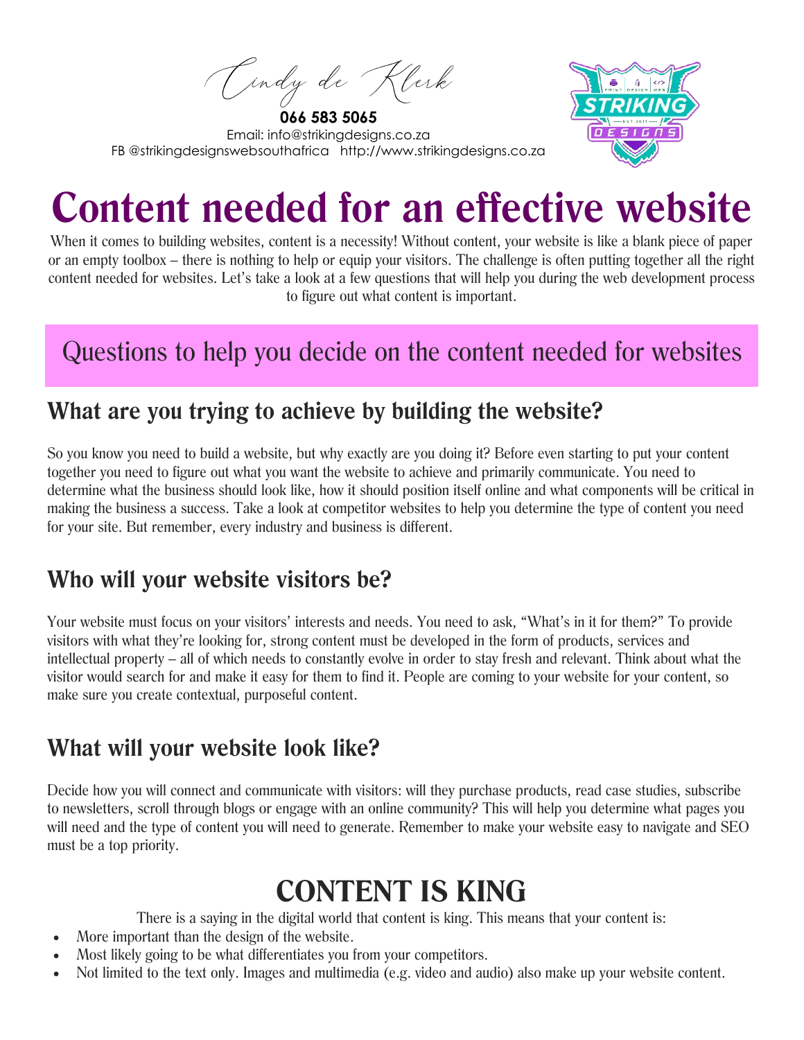Cindy de Klerk

**066 583 5065**

Email: info@strikingdesigns.co.za

FB @strikingdesignswebsouthafrica http://www.strikingdesigns.co.za

# Content needed for an effective website

When it comes to building websites, content is a necessity! Without content, your website is like a blank piece of paper or an empty toolbox – there is nothing to help or equip your visitors. The challenge is often putting together all the right content needed for websites. Let's take a look at a few questions that will help you during the web development process to figure out what content is important.

## Questions to help you decide on the content needed for websites

### What are you trying to achieve by building the website?

So you know you need to build a website, but why exactly are you doing it? Before even starting to put your content together you need to figure out what you want the website to achieve and primarily communicate. You need to determine what the business should look like, how it should position itself online and what components will be critical in making the business a success. Take a look at competitor websites to help you determine the type of content you need for your site. But remember, every industry and business is different.

### Who will your website visitors be?

Your website must focus on your visitors' interests and needs. You need to ask, "What's in it for them?" To provide visitors with what they're looking for, strong content must be developed in the form of products, services and intellectual property – all of which needs to constantly evolve in order to stay fresh and relevant. Think about what the visitor would search for and make it easy for them to find it. People are coming to your website for your content, so make sure you create contextual, purposeful content.

### What will your website look like?

Decide how you will connect and communicate with visitors: will they purchase products, read case studies, subscribe to newsletters, scroll through blogs or engage with an online community? This will help you determine what pages you will need and the type of content you will need to generate. Remember to make your website easy to navigate and SEO must be a top priority.

## CONTENT IS KING

There is a saying in the digital world that content is king. This means that your content is:

- More important than the design of the website.
- Most likely going to be what differentiates you from your competitors.
- Not limited to the text only. Images and multimedia (e.g. video and audio) also make up your website content.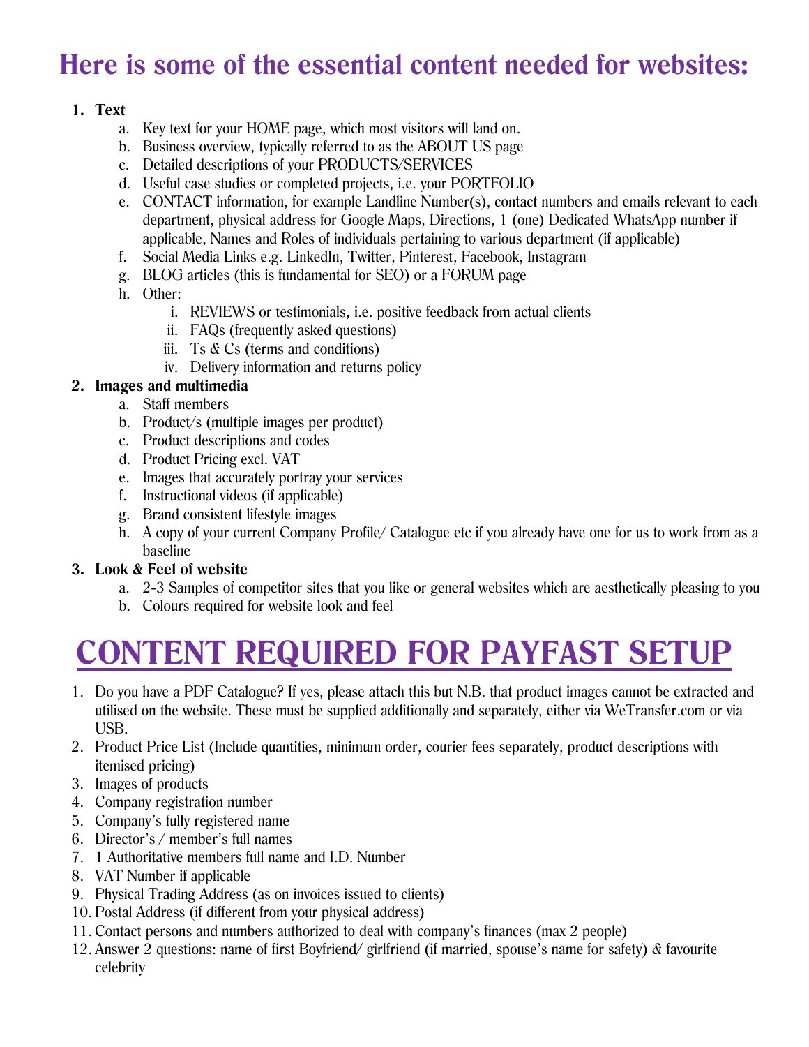# Here is some of the essential content needed for websites:

1. **Text**
   a. Key text for your HOME page, which most visitors will land on.
   b. Business overview, typically referred to as the ABOUT US page
   c. Detailed descriptions of your PRODUCTS/SERVICES
   d. Useful case studies or completed projects, i.e. your PORTFOLIO
   e. CONTACT information, for example Landline Number(s), contact numbers and emails relevant to each department, physical address for Google Maps, Directions, 1 (one) Dedicated WhatsApp number if applicable, Names and Roles of individuals pertaining to various department (if applicable)
   f. Social Media Links e.g. LinkedIn, Twitter, Pinterest, Facebook, Instagram
   g. BLOG articles (this is fundamental for SEO) or a FORUM page
   h. Other:
      i. REVIEWS or testimonials, i.e. positive feedback from actual clients
      ii. FAQs (frequently asked questions)
      iii. Ts & Cs (terms and conditions)
      iv. Delivery information and returns policy
2. **Images and multimedia**
   a. Staff members
   b. Product/s (multiple images per product)
   c. Product descriptions and codes
   d. Product Pricing excl. VAT
   e. Images that accurately portray your services
   f. Instructional videos (if applicable)
   g. Brand consistent lifestyle images
   h. A copy of your current Company Profile/ Catalogue etc if you already have one for us to work from as a baseline
3. **Look & Feel of website**
   a. 2-3 Samples of competitor sites that you like or general websites which are aesthetically pleasing to you
   b. Colours required for website look and feel

# CONTENT REQUIRED FOR PAYFAST SETUP

1. Do you have a PDF Catalogue? If yes, please attach this but N.B. that product images cannot be extracted and utilised on the website. These must be supplied additionally and separately, either via WeTransfer.com or via USB.
2. Product Price List (Include quantities, minimum order, courier fees separately, product descriptions with itemised pricing)
3. Images of products
4. Company registration number
5. Company's fully registered name
6. Director's / member's full names
7. 1 Authoritative members full name and I.D. Number
8. VAT Number if applicable
9. Physical Trading Address (as on invoices issued to clients)
10. Postal Address (if different from your physical address)
11. Contact persons and numbers authorized to deal with company's finances (max 2 people)
12. Answer 2 questions: name of first Boyfriend/ girlfriend (if married, spouse's name for safety) & favourite celebrity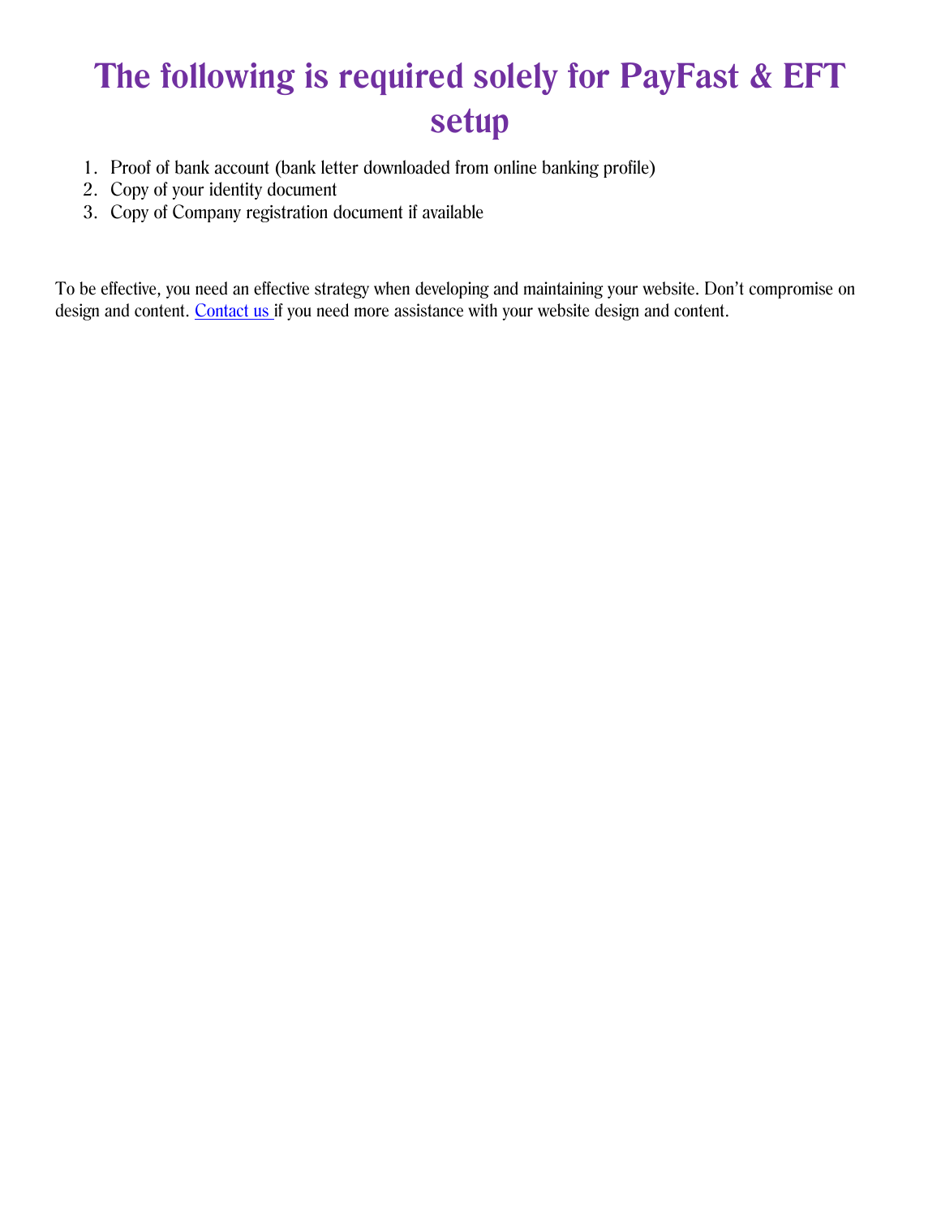# The following is required solely for PayFast & EFT setup

1. Proof of bank account (bank letter downloaded from online banking profile)
2. Copy of your identity document
3. Copy of Company registration document if available

To be effective, you need an effective strategy when developing and maintaining your website. Don't compromise on design and content. Contact us if you need more assistance with your website design and content.